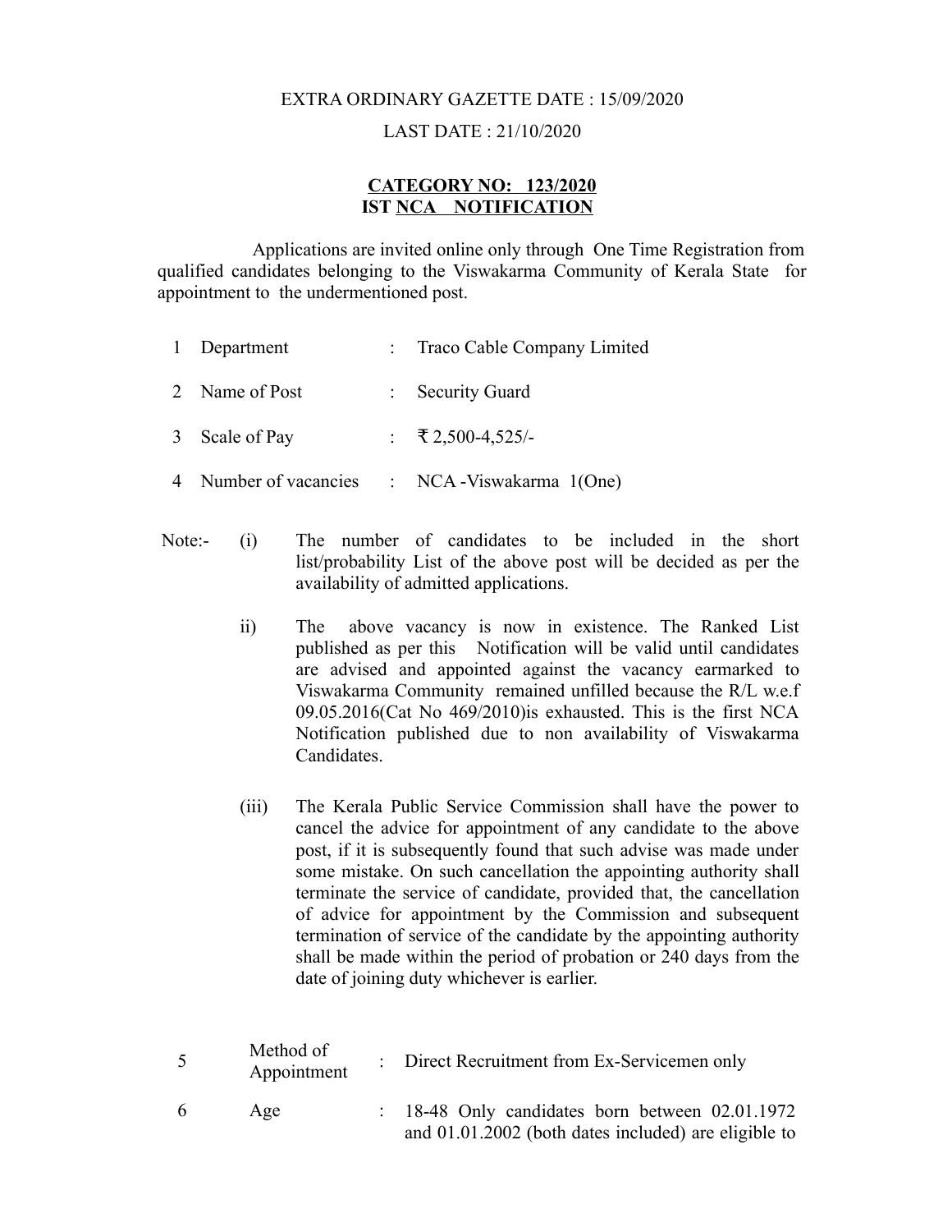EXTRA ORDINARY GAZETTE DATE : 15/09/2020

LAST DATE : 21/10/2020

**CATEGORY NO: 123/2020**
**IST NCA NOTIFICATION**

Applications are invited online only through One Time Registration from qualified candidates belonging to the Viswakarma Community of Kerala State for appointment to the undermentioned post.

| | | | |
|---|---|---|---|
| 1 | Department | : | Traco Cable Company Limited |
| 2 | Name of Post | : | Security Guard |
| 3 | Scale of Pay | : | ₹ 2,500-4,525/- |
| 4 | Number of vacancies | : | NCA -Viswakarma 1(One) |

Note:-

(i) The number of candidates to be included in the short list/probability List of the above post will be decided as per the availability of admitted applications.

ii) The above vacancy is now in existence. The Ranked List published as per this Notification will be valid until candidates are advised and appointed against the vacancy earmarked to Viswakarma Community remained unfilled because the R/L w.e.f 09.05.2016(Cat No 469/2010)is exhausted. This is the first NCA Notification published due to non availability of Viswakarma Candidates.

(iii) The Kerala Public Service Commission shall have the power to cancel the advice for appointment of any candidate to the above post, if it is subsequently found that such advise was made under some mistake. On such cancellation the appointing authority shall terminate the service of candidate, provided that, the cancellation of advice for appointment by the Commission and subsequent termination of service of the candidate by the appointing authority shall be made within the period of probation or 240 days from the date of joining duty whichever is earlier.

| | | | |
|---|---|---|---|
| 5 | Method of Appointment | : | Direct Recruitment from Ex-Servicemen only |
| 6 | Age | : | 18-48 Only candidates born between 02.01.1972 and 01.01.2002 (both dates included) are eligible to |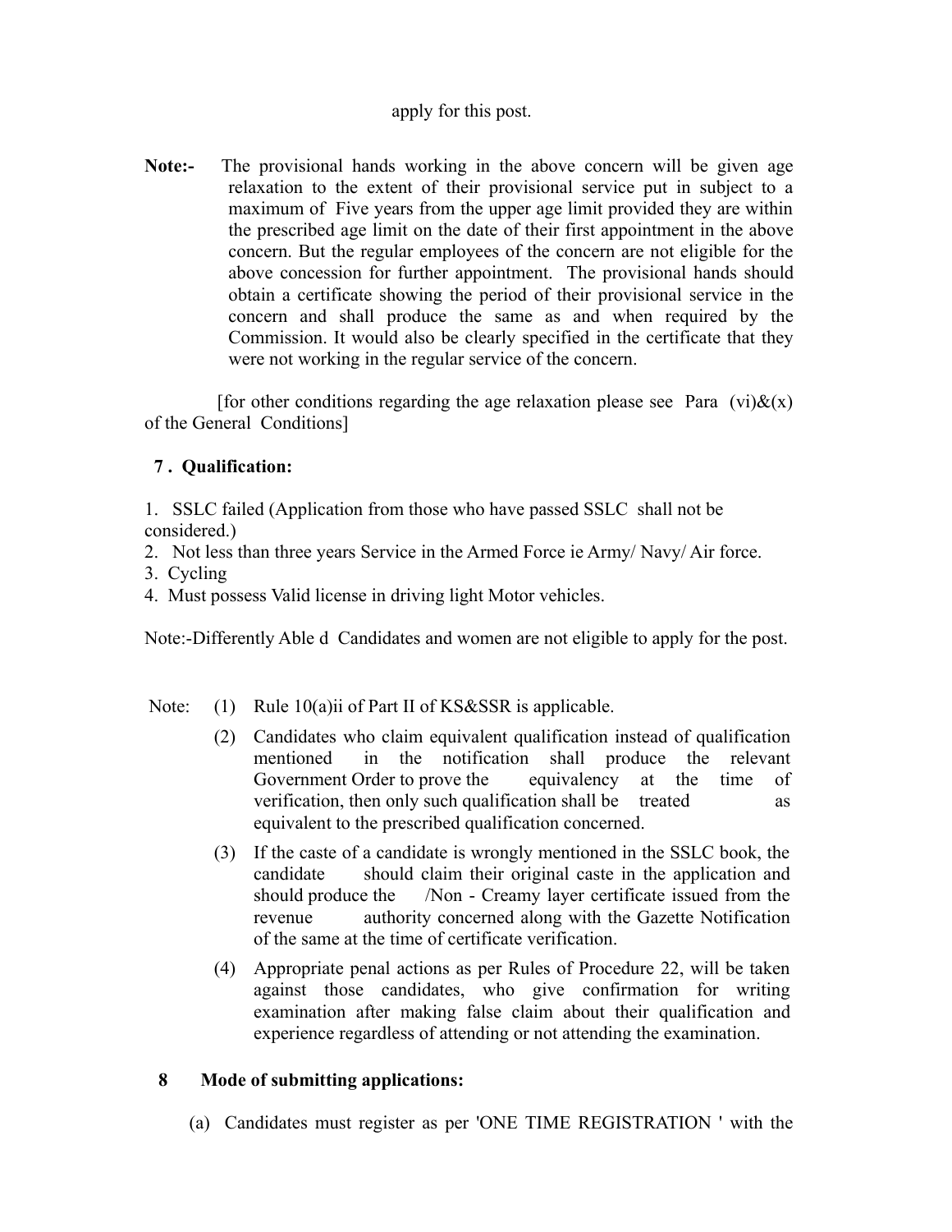apply for this post.

**Note:-** The provisional hands working in the above concern will be given age relaxation to the extent of their provisional service put in subject to a maximum of Five years from the upper age limit provided they are within the prescribed age limit on the date of their first appointment in the above concern. But the regular employees of the concern are not eligible for the above concession for further appointment. The provisional hands should obtain a certificate showing the period of their provisional service in the concern and shall produce the same as and when required by the Commission. It would also be clearly specified in the certificate that they were not working in the regular service of the concern.

[for other conditions regarding the age relaxation please see Para (vi)&(x) of the General Conditions]

**7 . Qualification:**

1. SSLC failed (Application from those who have passed SSLC shall not be considered.)
2. Not less than three years Service in the Armed Force ie Army/ Navy/ Air force.
3. Cycling
4. Must possess Valid license in driving light Motor vehicles.

Note:-Differently Able d Candidates and women are not eligible to apply for the post.

Note:

(1) Rule 10(a)ii of Part II of KS&SSR is applicable.

(2) Candidates who claim equivalent qualification instead of qualification mentioned in the notification shall produce the relevant Government Order to prove the equivalency at the time of verification, then only such qualification shall be treated as equivalent to the prescribed qualification concerned.

(3) If the caste of a candidate is wrongly mentioned in the SSLC book, the candidate should claim their original caste in the application and should produce the /Non - Creamy layer certificate issued from the revenue authority concerned along with the Gazette Notification of the same at the time of certificate verification.

(4) Appropriate penal actions as per Rules of Procedure 22, will be taken against those candidates, who give confirmation for writing examination after making false claim about their qualification and experience regardless of attending or not attending the examination.

**8 Mode of submitting applications:**

(a) Candidates must register as per 'ONE TIME REGISTRATION ' with the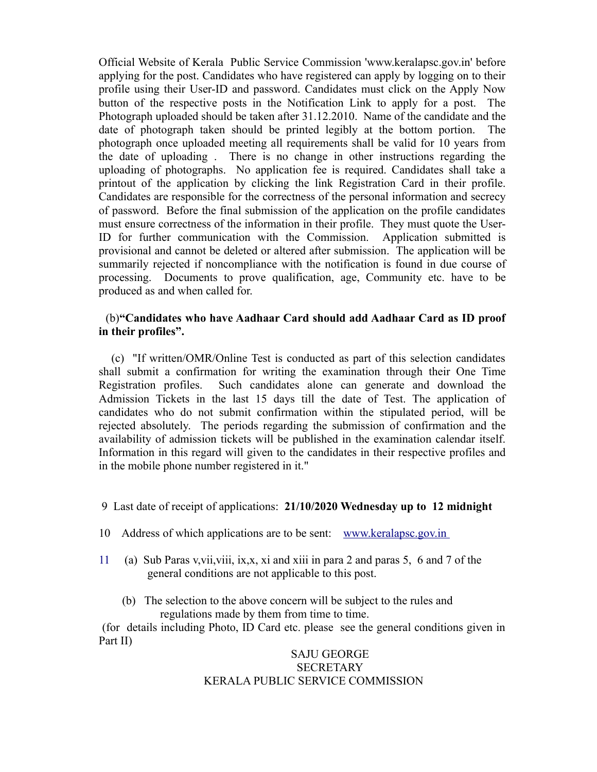Official Website of Kerala Public Service Commission 'www.keralapsc.gov.in' before applying for the post. Candidates who have registered can apply by logging on to their profile using their User-ID and password. Candidates must click on the Apply Now button of the respective posts in the Notification Link to apply for a post. The Photograph uploaded should be taken after 31.12.2010. Name of the candidate and the date of photograph taken should be printed legibly at the bottom portion. The photograph once uploaded meeting all requirements shall be valid for 10 years from the date of uploading . There is no change in other instructions regarding the uploading of photographs. No application fee is required. Candidates shall take a printout of the application by clicking the link Registration Card in their profile. Candidates are responsible for the correctness of the personal information and secrecy of password. Before the final submission of the application on the profile candidates must ensure correctness of the information in their profile. They must quote the User-ID for further communication with the Commission. Application submitted is provisional and cannot be deleted or altered after submission. The application will be summarily rejected if noncompliance with the notification is found in due course of processing. Documents to prove qualification, age, Community etc. have to be produced as and when called for.

(b)**"Candidates who have Aadhaar Card should add Aadhaar Card as ID proof in their profiles".**

(c) "If written/OMR/Online Test is conducted as part of this selection candidates shall submit a confirmation for writing the examination through their One Time Registration profiles. Such candidates alone can generate and download the Admission Tickets in the last 15 days till the date of Test. The application of candidates who do not submit confirmation within the stipulated period, will be rejected absolutely. The periods regarding the submission of confirmation and the availability of admission tickets will be published in the examination calendar itself. Information in this regard will given to the candidates in their respective profiles and in the mobile phone number registered in it."

9 Last date of receipt of applications: **21/10/2020 Wednesday up to 12 midnight**

10 Address of which applications are to be sent: www.keralapsc.gov.in

11 (a) Sub Paras v,vii,viii, ix,x, xi and xiii in para 2 and paras 5, 6 and 7 of the general conditions are not applicable to this post.

(b) The selection to the above concern will be subject to the rules and regulations made by them from time to time.

(for details including Photo, ID Card etc. please see the general conditions given in Part II)

SAJU GEORGE
SECRETARY
KERALA PUBLIC SERVICE COMMISSION